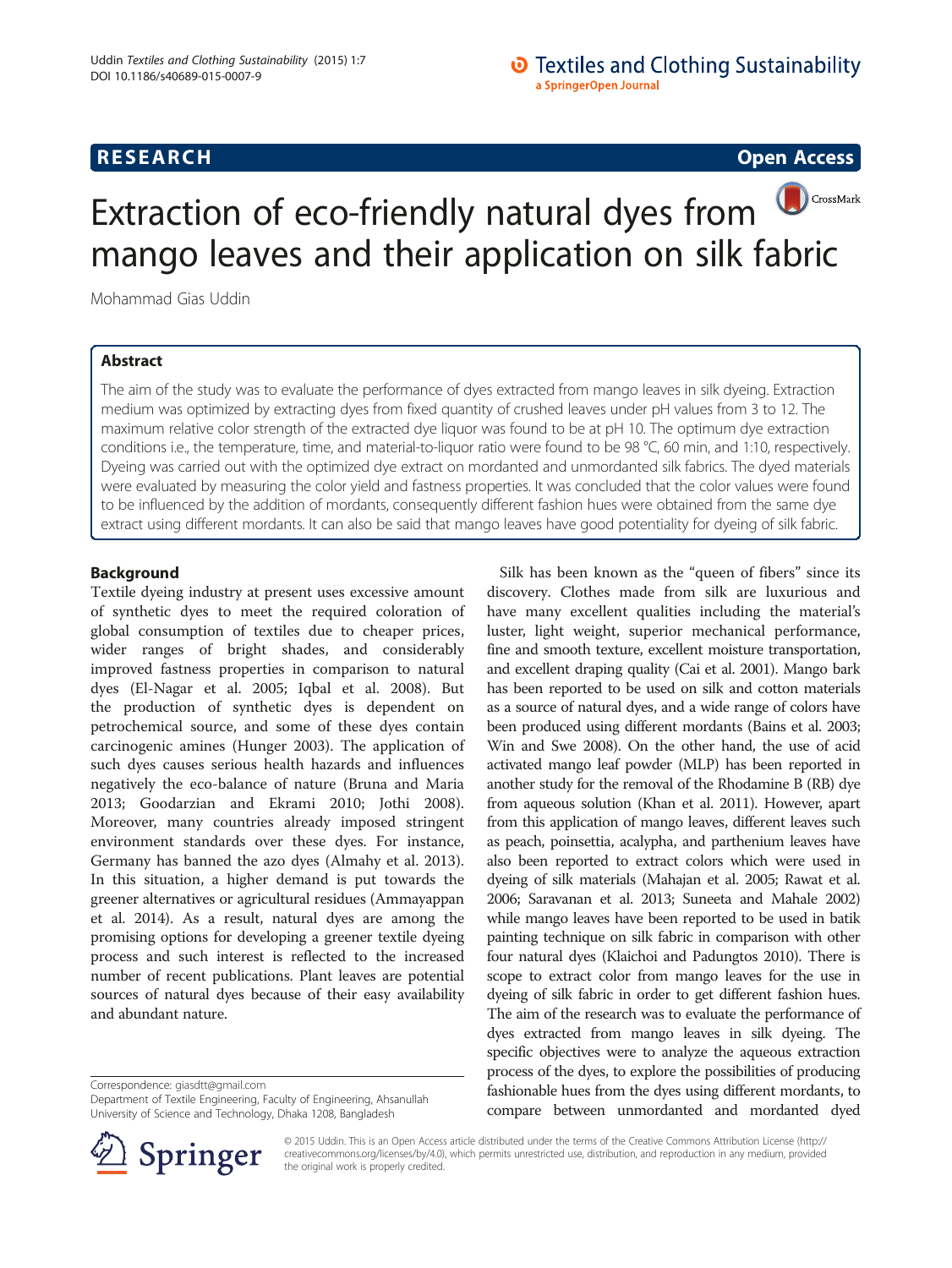RESEARCH

Open Access

# Extraction of eco-friendly natural dyes from mango leaves and their application on silk fabric

Mohammad Gias Uddin

## Abstract

The aim of the study was to evaluate the performance of dyes extracted from mango leaves in silk dyeing. Extraction medium was optimized by extracting dyes from fixed quantity of crushed leaves under pH values from 3 to 12. The maximum relative color strength of the extracted dye liquor was found to be at pH 10. The optimum dye extraction conditions i.e., the temperature, time, and material-to-liquor ratio were found to be 98 °C, 60 min, and 1:10, respectively. Dyeing was carried out with the optimized dye extract on mordanted and unmordanted silk fabrics. The dyed materials were evaluated by measuring the color yield and fastness properties. It was concluded that the color values were found to be influenced by the addition of mordants, consequently different fashion hues were obtained from the same dye extract using different mordants. It can also be said that mango leaves have good potentiality for dyeing of silk fabric.

## Background

Textile dyeing industry at present uses excessive amount of synthetic dyes to meet the required coloration of global consumption of textiles due to cheaper prices, wider ranges of bright shades, and considerably improved fastness properties in comparison to natural dyes (El-Nagar et al. 2005; Iqbal et al. 2008). But the production of synthetic dyes is dependent on petrochemical source, and some of these dyes contain carcinogenic amines (Hunger 2003). The application of such dyes causes serious health hazards and influences negatively the eco-balance of nature (Bruna and Maria 2013; Goodarzian and Ekrami 2010; Jothi 2008). Moreover, many countries already imposed stringent environment standards over these dyes. For instance, Germany has banned the azo dyes (Almahy et al. 2013). In this situation, a higher demand is put towards the greener alternatives or agricultural residues (Ammayappan et al. 2014). As a result, natural dyes are among the promising options for developing a greener textile dyeing process and such interest is reflected to the increased number of recent publications. Plant leaves are potential sources of natural dyes because of their easy availability and abundant nature.

Silk has been known as the "queen of fibers" since its discovery. Clothes made from silk are luxurious and have many excellent qualities including the material's luster, light weight, superior mechanical performance, fine and smooth texture, excellent moisture transportation, and excellent draping quality (Cai et al. 2001). Mango bark has been reported to be used on silk and cotton materials as a source of natural dyes, and a wide range of colors have been produced using different mordants (Bains et al. 2003; Win and Swe 2008). On the other hand, the use of acid activated mango leaf powder (MLP) has been reported in another study for the removal of the Rhodamine B (RB) dye from aqueous solution (Khan et al. 2011). However, apart from this application of mango leaves, different leaves such as peach, poinsettia, acalypha, and parthenium leaves have also been reported to extract colors which were used in dyeing of silk materials (Mahajan et al. 2005; Rawat et al. 2006; Saravanan et al. 2013; Suneeta and Mahale 2002) while mango leaves have been reported to be used in batik painting technique on silk fabric in comparison with other four natural dyes (Klaichoi and Padungtos 2010). There is scope to extract color from mango leaves for the use in dyeing of silk fabric in order to get different fashion hues. The aim of the research was to evaluate the performance of dyes extracted from mango leaves in silk dyeing. The specific objectives were to analyze the aqueous extraction process of the dyes, to explore the possibilities of producing fashionable hues from the dyes using different mordants, to compare between unmordanted and mordanted dyed

Correspondence: giasdtt@gmail.com
Department of Textile Engineering, Faculty of Engineering, Ahsanullah University of Science and Technology, Dhaka 1208, Bangladesh

© 2015 Uddin. This is an Open Access article distributed under the terms of the Creative Commons Attribution License (http://creativecommons.org/licenses/by/4.0), which permits unrestricted use, distribution, and reproduction in any medium, provided the original work is properly credited.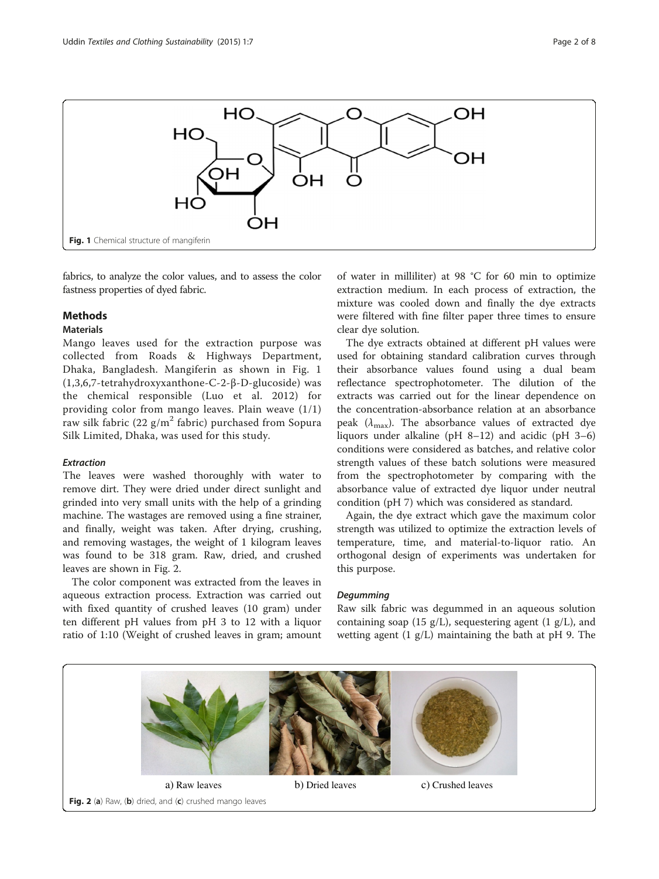Fig. 1 Chemical structure of mangiferin

fabrics, to analyze the color values, and to assess the color fastness properties of dyed fabric.

## Methods

### Materials

Mango leaves used for the extraction purpose was collected from Roads & Highways Department, Dhaka, Bangladesh. Mangiferin as shown in Fig. 1 (1,3,6,7-tetrahydroxyxanthone-C-2-β-D-glucoside) was the chemical responsible (Luo et al. 2012) for providing color from mango leaves. Plain weave (1/1) raw silk fabric (22 g/m$^2$ fabric) purchased from Sopura Silk Limited, Dhaka, was used for this study.

#### *Extraction*

The leaves were washed thoroughly with water to remove dirt. They were dried under direct sunlight and grinded into very small units with the help of a grinding machine. The wastages are removed using a fine strainer, and finally, weight was taken. After drying, crushing, and removing wastages, the weight of 1 kilogram leaves was found to be 318 gram. Raw, dried, and crushed leaves are shown in Fig. 2.

The color component was extracted from the leaves in aqueous extraction process. Extraction was carried out with fixed quantity of crushed leaves (10 gram) under ten different pH values from pH 3 to 12 with a liquor ratio of 1:10 (Weight of crushed leaves in gram; amount of water in milliliter) at 98 °C for 60 min to optimize extraction medium. In each process of extraction, the mixture was cooled down and finally the dye extracts were filtered with fine filter paper three times to ensure clear dye solution.

The dye extracts obtained at different pH values were used for obtaining standard calibration curves through their absorbance values found using a dual beam reflectance spectrophotometer. The dilution of the extracts was carried out for the linear dependence on the concentration-absorbance relation at an absorbance peak ($\lambda_{max}$). The absorbance values of extracted dye liquors under alkaline (pH 8–12) and acidic (pH 3–6) conditions were considered as batches, and relative color strength values of these batch solutions were measured from the spectrophotometer by comparing with the absorbance value of extracted dye liquor under neutral condition (pH 7) which was considered as standard.

Again, the dye extract which gave the maximum color strength was utilized to optimize the extraction levels of temperature, time, and material-to-liquor ratio. An orthogonal design of experiments was undertaken for this purpose.

#### *Degumming*

Raw silk fabric was degummed in an aqueous solution containing soap (15 g/L), sequestering agent (1 g/L), and wetting agent (1 g/L) maintaining the bath at pH 9. The

a) Raw leaves b) Dried leaves c) Crushed leaves

Fig. 2 (a) Raw, (b) dried, and (c) crushed mango leaves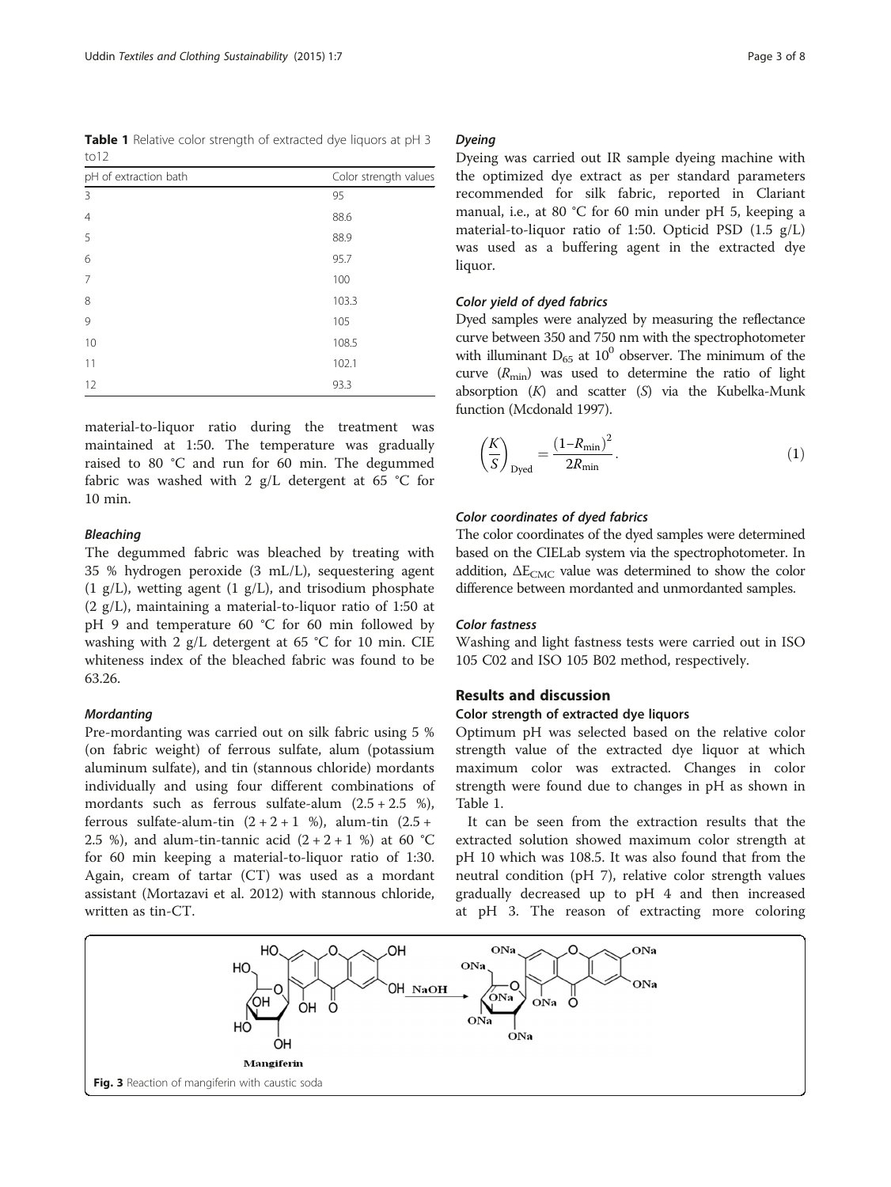**Table 1** Relative color strength of extracted dye liquors at pH 3 to12

| pH of extraction bath | Color strength values |
|---|---|
| 3 | 95 |
| 4 | 88.6 |
| 5 | 88.9 |
| 6 | 95.7 |
| 7 | 100 |
| 8 | 103.3 |
| 9 | 105 |
| 10 | 108.5 |
| 11 | 102.1 |
| 12 | 93.3 |

material-to-liquor ratio during the treatment was maintained at 1:50. The temperature was gradually raised to 80 °C and run for 60 min. The degummed fabric was washed with 2 g/L detergent at 65 °C for 10 min.

#### *Bleaching*

The degummed fabric was bleached by treating with 35 % hydrogen peroxide (3 mL/L), sequestering agent (1 g/L), wetting agent (1 g/L), and trisodium phosphate (2 g/L), maintaining a material-to-liquor ratio of 1:50 at pH 9 and temperature 60 °C for 60 min followed by washing with 2 g/L detergent at 65 °C for 10 min. CIE whiteness index of the bleached fabric was found to be 63.26.

#### *Mordanting*

Pre-mordanting was carried out on silk fabric using 5 % (on fabric weight) of ferrous sulfate, alum (potassium aluminum sulfate), and tin (stannous chloride) mordants individually and using four different combinations of mordants such as ferrous sulfate-alum (2.5 + 2.5 %), ferrous sulfate-alum-tin (2 + 2 + 1 %), alum-tin (2.5 + 2.5 %), and alum-tin-tannic acid (2 + 2 + 1 %) at 60 °C for 60 min keeping a material-to-liquor ratio of 1:30. Again, cream of tartar (CT) was used as a mordant assistant (Mortazavi et al. 2012) with stannous chloride, written as tin-CT.

#### *Dyeing*

Dyeing was carried out IR sample dyeing machine with the optimized dye extract as per standard parameters recommended for silk fabric, reported in Clariant manual, i.e., at 80 °C for 60 min under pH 5, keeping a material-to-liquor ratio of 1:50. Opticid PSD (1.5 g/L) was used as a buffering agent in the extracted dye liquor.

#### *Color yield of dyed fabrics*

Dyed samples were analyzed by measuring the reflectance curve between 350 and 750 nm with the spectrophotometer with illuminant $D_{65}$ at $10^0$ observer. The minimum of the curve ($R_{\min}$) was used to determine the ratio of light absorption ($K$) and scatter ($S$) via the Kubelka-Munk function (Mcdonald 1997).

$$\left(\frac{K}{S}\right)_{\text{Dyed}} = \frac{(1-R_{\min})^2}{2R_{\min}}. \tag{1}$$

#### *Color coordinates of dyed fabrics*

The color coordinates of the dyed samples were determined based on the CIELab system via the spectrophotometer. In addition, $\Delta E_{CMC}$ value was determined to show the color difference between mordanted and unmordanted samples.

#### *Color fastness*

Washing and light fastness tests were carried out in ISO 105 C02 and ISO 105 B02 method, respectively.

## Results and discussion

### Color strength of extracted dye liquors

Optimum pH was selected based on the relative color strength value of the extracted dye liquor at which maximum color was extracted. Changes in color strength were found due to changes in pH as shown in Table 1.

It can be seen from the extraction results that the extracted solution showed maximum color strength at pH 10 which was 108.5. It was also found that from the neutral condition (pH 7), relative color strength values gradually decreased up to pH 4 and then increased at pH 3. The reason of extracting more coloring

**Fig. 3** Reaction of mangiferin with caustic soda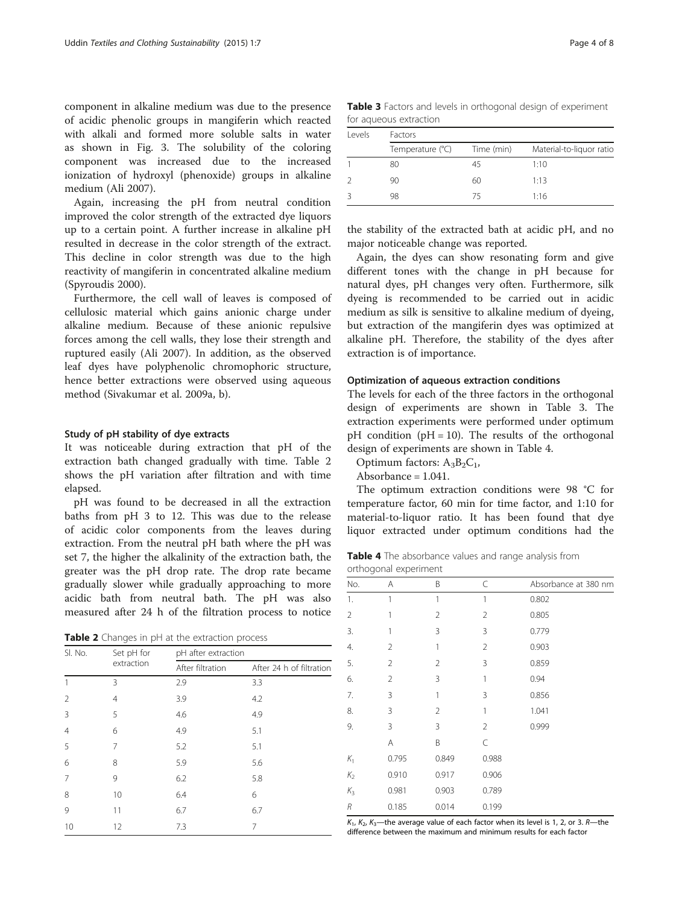component in alkaline medium was due to the presence of acidic phenolic groups in mangiferin which reacted with alkali and formed more soluble salts in water as shown in Fig. 3. The solubility of the coloring component was increased due to the increased ionization of hydroxyl (phenoxide) groups in alkaline medium (Ali 2007).

Again, increasing the pH from neutral condition improved the color strength of the extracted dye liquors up to a certain point. A further increase in alkaline pH resulted in decrease in the color strength of the extract. This decline in color strength was due to the high reactivity of mangiferin in concentrated alkaline medium (Spyroudis 2000).

Furthermore, the cell wall of leaves is composed of cellulosic material which gains anionic charge under alkaline medium. Because of these anionic repulsive forces among the cell walls, they lose their strength and ruptured easily (Ali 2007). In addition, as the observed leaf dyes have polyphenolic chromophoric structure, hence better extractions were observed using aqueous method (Sivakumar et al. 2009a, b).

#### Study of pH stability of dye extracts

It was noticeable during extraction that pH of the extraction bath changed gradually with time. Table 2 shows the pH variation after filtration and with time elapsed.

pH was found to be decreased in all the extraction baths from pH 3 to 12. This was due to the release of acidic color components from the leaves during extraction. From the neutral pH bath where the pH was set 7, the higher the alkalinity of the extraction bath, the greater was the pH drop rate. The drop rate became gradually slower while gradually approaching to more acidic bath from neutral bath. The pH was also measured after 24 h of the filtration process to notice the stability of the extracted bath at acidic pH, and no major noticeable change was reported.

**Table 2** Changes in pH at the extraction process

| Sl. No. | Set pH for extraction | pH after extraction | |
|---|---|---|---|
| | | After filtration | After 24 h of filtration |
| 1 | 3 | 2.9 | 3.3 |
| 2 | 4 | 3.9 | 4.2 |
| 3 | 5 | 4.6 | 4.9 |
| 4 | 6 | 4.9 | 5.1 |
| 5 | 7 | 5.2 | 5.1 |
| 6 | 8 | 5.9 | 5.6 |
| 7 | 9 | 6.2 | 5.8 |
| 8 | 10 | 6.4 | 6 |
| 9 | 11 | 6.7 | 6.7 |
| 10 | 12 | 7.3 | 7 |

Again, the dyes can show resonating form and give different tones with the change in pH because for natural dyes, pH changes very often. Furthermore, silk dyeing is recommended to be carried out in acidic medium as silk is sensitive to alkaline medium of dyeing, but extraction of the mangiferin dyes was optimized at alkaline pH. Therefore, the stability of the dyes after extraction is of importance.

#### Optimization of aqueous extraction conditions

The levels for each of the three factors in the orthogonal design of experiments are shown in Table 3. The extraction experiments were performed under optimum pH condition (pH = 10). The results of the orthogonal design of experiments are shown in Table 4.

**Table 3** Factors and levels in orthogonal design of experiment for aqueous extraction

| Levels | Factors | | |
|---|---|---|---|
| | Temperature (°C) | Time (min) | Material-to-liquor ratio |
| 1 | 80 | 45 | 1:10 |
| 2 | 90 | 60 | 1:13 |
| 3 | 98 | 75 | 1:16 |

Optimum factors: $A_3B_2C_1$,

Absorbance = 1.041.

The optimum extraction conditions were 98 °C for temperature factor, 60 min for time factor, and 1:10 for material-to-liquor ratio. It has been found that dye liquor extracted under optimum conditions had the

**Table 4** The absorbance values and range analysis from orthogonal experiment

| No. | A | B | C | Absorbance at 380 nm |
|---|---|---|---|---|
| 1. | 1 | 1 | 1 | 0.802 |
| 2 | 1 | 2 | 2 | 0.805 |
| 3. | 1 | 3 | 3 | 0.779 |
| 4. | 2 | 1 | 2 | 0.903 |
| 5. | 2 | 2 | 3 | 0.859 |
| 6. | 2 | 3 | 1 | 0.94 |
| 7. | 3 | 1 | 3 | 0.856 |
| 8. | 3 | 2 | 1 | 1.041 |
| 9. | 3 | 3 | 2 | 0.999 |
| | A | B | C | |
| $K_1$ | 0.795 | 0.849 | 0.988 | |
| $K_2$ | 0.910 | 0.917 | 0.906 | |
| $K_3$ | 0.981 | 0.903 | 0.789 | |
| $R$ | 0.185 | 0.014 | 0.199 | |

$K_1$, $K_2$, $K_3$—the average value of each factor when its level is 1, 2, or 3. $R$—the difference between the maximum and minimum results for each factor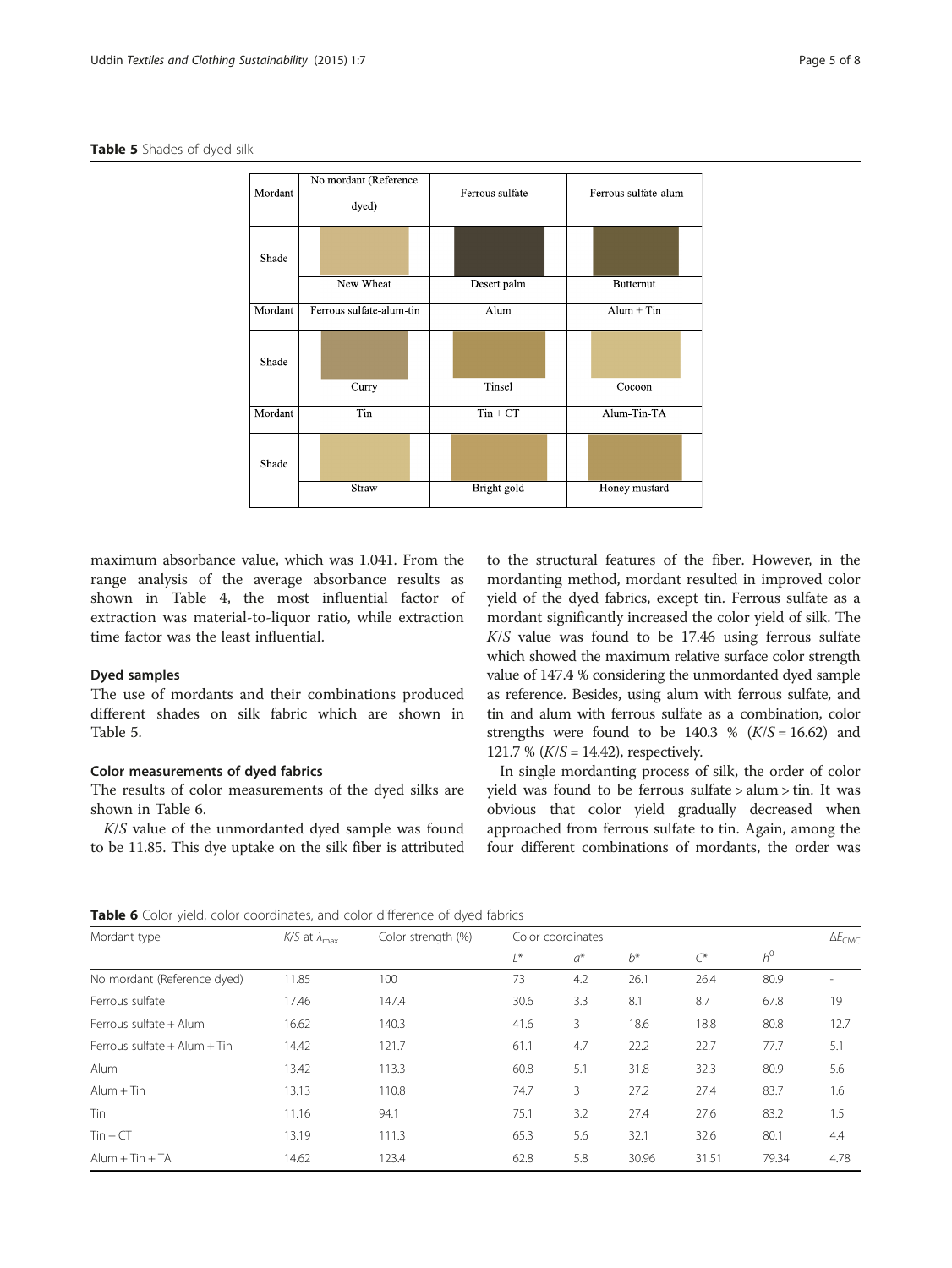**Table 5** Shades of dyed silk

| Mordant | No mordant (Reference dyed) | Ferrous sulfate | Ferrous sulfate-alum |
|---|---|---|---|
| Shade | New Wheat | Desert palm | Butternut |
| Mordant | Ferrous sulfate-alum-tin | Alum | Alum + Tin |
| Shade | Curry | Tinsel | Cocoon |
| Mordant | Tin | Tin + CT | Alum-Tin-TA |
| Shade | Straw | Bright gold | Honey mustard |

maximum absorbance value, which was 1.041. From the range analysis of the average absorbance results as shown in Table 4, the most influential factor of extraction was material-to-liquor ratio, while extraction time factor was the least influential.

### Dyed samples

The use of mordants and their combinations produced different shades on silk fabric which are shown in Table 5.

### Color measurements of dyed fabrics

The results of color measurements of the dyed silks are shown in Table 6.

*K*/*S* value of the unmordanted dyed sample was found to be 11.85. This dye uptake on the silk fiber is attributed to the structural features of the fiber. However, in the mordanting method, mordant resulted in improved color yield of the dyed fabrics, except tin. Ferrous sulfate as a mordant significantly increased the color yield of silk. The *K*/*S* value was found to be 17.46 using ferrous sulfate which showed the maximum relative surface color strength value of 147.4 % considering the unmordanted dyed sample as reference. Besides, using alum with ferrous sulfate, and tin and alum with ferrous sulfate as a combination, color strengths were found to be 140.3 % ($K/S = 16.62$) and 121.7 % ($K/S = 14.42$), respectively.

In single mordanting process of silk, the order of color yield was found to be ferrous sulfate > alum > tin. It was obvious that color yield gradually decreased when approached from ferrous sulfate to tin. Again, among the four different combinations of mordants, the order was

**Table 6** Color yield, color coordinates, and color difference of dyed fabrics

| Mordant type | $K/S$ at $\lambda_{max}$ | Color strength (%) | Color coordinates | | | | | $\Delta E_{CMC}$ |
|---|---|---|---|---|---|---|---|---|
| | | | $L^*$ | $a^*$ | $b^*$ | $C^*$ | $h^0$ | |
| No mordant (Reference dyed) | 11.85 | 100 | 73 | 4.2 | 26.1 | 26.4 | 80.9 | - |
| Ferrous sulfate | 17.46 | 147.4 | 30.6 | 3.3 | 8.1 | 8.7 | 67.8 | 19 |
| Ferrous sulfate + Alum | 16.62 | 140.3 | 41.6 | 3 | 18.6 | 18.8 | 80.8 | 12.7 |
| Ferrous sulfate + Alum + Tin | 14.42 | 121.7 | 61.1 | 4.7 | 22.2 | 22.7 | 77.7 | 5.1 |
| Alum | 13.42 | 113.3 | 60.8 | 5.1 | 31.8 | 32.3 | 80.9 | 5.6 |
| Alum + Tin | 13.13 | 110.8 | 74.7 | 3 | 27.2 | 27.4 | 83.7 | 1.6 |
| Tin | 11.16 | 94.1 | 75.1 | 3.2 | 27.4 | 27.6 | 83.2 | 1.5 |
| Tin + CT | 13.19 | 111.3 | 65.3 | 5.6 | 32.1 | 32.6 | 80.1 | 4.4 |
| Alum + Tin + TA | 14.62 | 123.4 | 62.8 | 5.8 | 30.96 | 31.51 | 79.34 | 4.78 |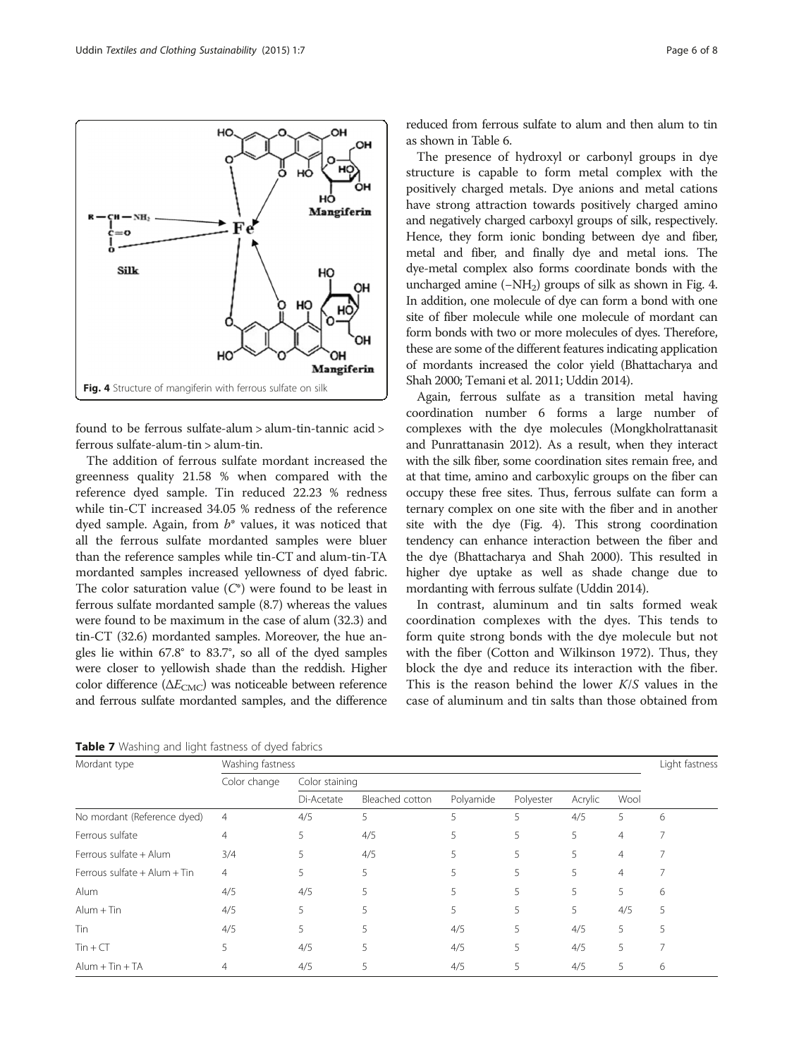Fig. 4 Structure of mangiferin with ferrous sulfate on silk

found to be ferrous sulfate-alum > alum-tin-tannic acid > ferrous sulfate-alum-tin > alum-tin.

The addition of ferrous sulfate mordant increased the greenness quality 21.58 % when compared with the reference dyed sample. Tin reduced 22.23 % redness while tin-CT increased 34.05 % redness of the reference dyed sample. Again, from $b^*$ values, it was noticed that all the ferrous sulfate mordanted samples were bluer than the reference samples while tin-CT and alum-tin-TA mordanted samples increased yellowness of dyed fabric. The color saturation value ($C^*$) were found to be least in ferrous sulfate mordanted sample (8.7) whereas the values were found to be maximum in the case of alum (32.3) and tin-CT (32.6) mordanted samples. Moreover, the hue angles lie within 67.8° to 83.7°, so all of the dyed samples were closer to yellowish shade than the reddish. Higher color difference ($\Delta E_{CMC}$) was noticeable between reference and ferrous sulfate mordanted samples, and the difference reduced from ferrous sulfate to alum and then alum to tin as shown in Table 6.

The presence of hydroxyl or carbonyl groups in dye structure is capable to form metal complex with the positively charged metals. Dye anions and metal cations have strong attraction towards positively charged amino and negatively charged carboxyl groups of silk, respectively. Hence, they form ionic bonding between dye and fiber, metal and fiber, and finally dye and metal ions. The dye-metal complex also forms coordinate bonds with the uncharged amine ($-NH_2$) groups of silk as shown in Fig. 4. In addition, one molecule of dye can form a bond with one site of fiber molecule while one molecule of mordant can form bonds with two or more molecules of dyes. Therefore, these are some of the different features indicating application of mordants increased the color yield (Bhattacharya and Shah 2000; Temani et al. 2011; Uddin 2014).

Again, ferrous sulfate as a transition metal having coordination number 6 forms a large number of complexes with the dye molecules (Mongkholrattanasit and Punrattanasin 2012). As a result, when they interact with the silk fiber, some coordination sites remain free, and at that time, amino and carboxylic groups on the fiber can occupy these free sites. Thus, ferrous sulfate can form a ternary complex on one site with the fiber and in another site with the dye (Fig. 4). This strong coordination tendency can enhance interaction between the fiber and the dye (Bhattacharya and Shah 2000). This resulted in higher dye uptake as well as shade change due to mordanting with ferrous sulfate (Uddin 2014).

In contrast, aluminum and tin salts formed weak coordination complexes with the dyes. This tends to form quite strong bonds with the dye molecule but not with the fiber (Cotton and Wilkinson 1972). Thus, they block the dye and reduce its interaction with the fiber. This is the reason behind the lower $K/S$ values in the case of aluminum and tin salts than those obtained from

**Table 7** Washing and light fastness of dyed fabrics

| Mordant type | Washing fastness | | | | | | | Light fastness |
|---|---|---|---|---|---|---|---|---|
| | Color change | Color staining | | | | | | |
| | | Di-Acetate | Bleached cotton | Polyamide | Polyester | Acrylic | Wool | |
| No mordant (Reference dyed) | 4 | 4/5 | 5 | 5 | 5 | 4/5 | 5 | 6 |
| Ferrous sulfate | 4 | 5 | 4/5 | 5 | 5 | 5 | 4 | 7 |
| Ferrous sulfate + Alum | 3/4 | 5 | 4/5 | 5 | 5 | 5 | 4 | 7 |
| Ferrous sulfate + Alum + Tin | 4 | 5 | 5 | 5 | 5 | 5 | 4 | 7 |
| Alum | 4/5 | 4/5 | 5 | 5 | 5 | 5 | 5 | 6 |
| Alum + Tin | 4/5 | 5 | 5 | 5 | 5 | 5 | 4/5 | 5 |
| Tin | 4/5 | 5 | 5 | 4/5 | 5 | 4/5 | 5 | 5 |
| Tin + CT | 5 | 4/5 | 5 | 4/5 | 5 | 4/5 | 5 | 7 |
| Alum + Tin + TA | 4 | 4/5 | 5 | 4/5 | 5 | 4/5 | 5 | 6 |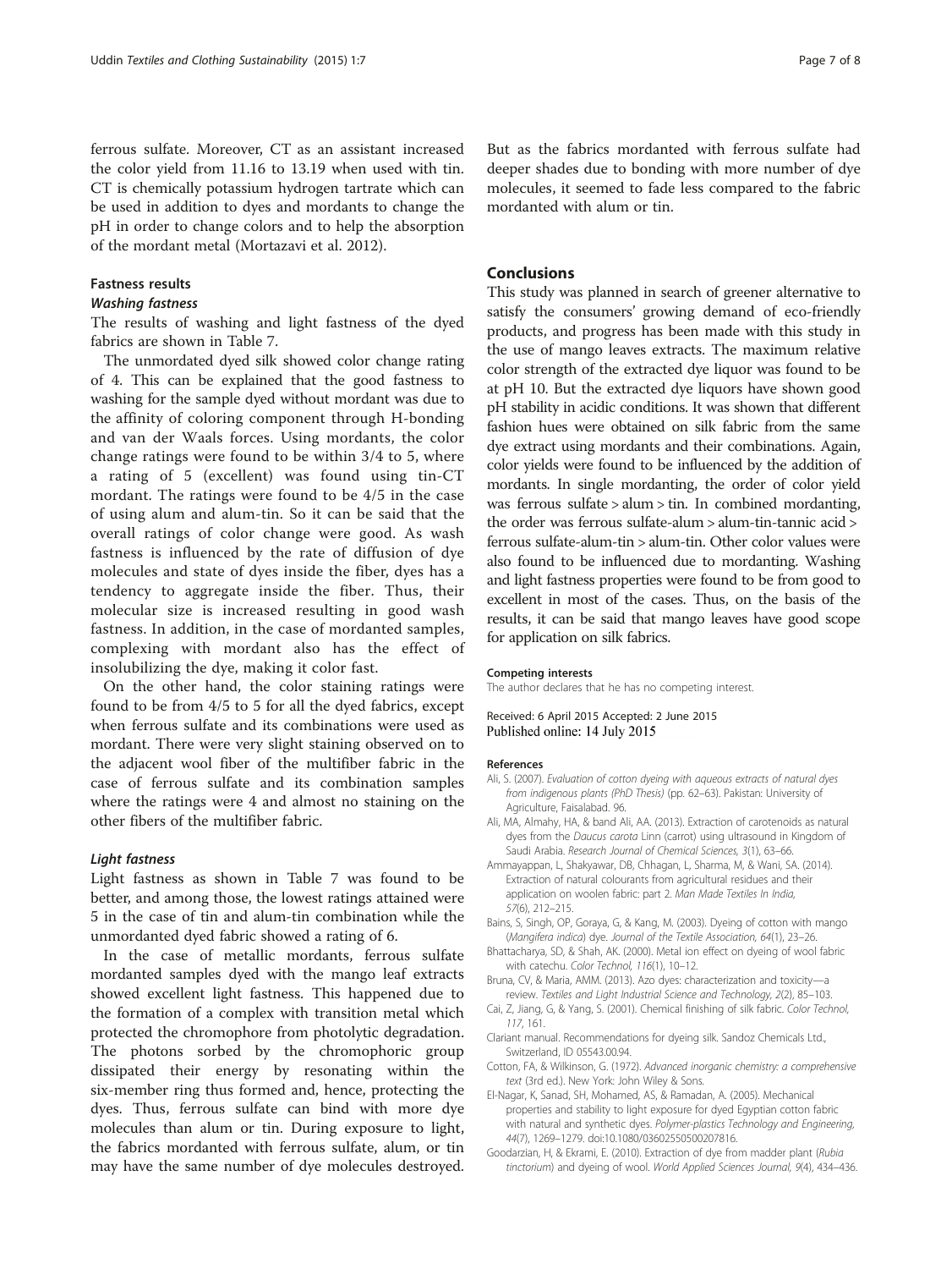ferrous sulfate. Moreover, CT as an assistant increased the color yield from 11.16 to 13.19 when used with tin. CT is chemically potassium hydrogen tartrate which can be used in addition to dyes and mordants to change the pH in order to change colors and to help the absorption of the mordant metal (Mortazavi et al. 2012).

### Fastness results

#### *Washing fastness*

The results of washing and light fastness of the dyed fabrics are shown in Table 7.

The unmordated dyed silk showed color change rating of 4. This can be explained that the good fastness to washing for the sample dyed without mordant was due to the affinity of coloring component through H-bonding and van der Waals forces. Using mordants, the color change ratings were found to be within 3/4 to 5, where a rating of 5 (excellent) was found using tin-CT mordant. The ratings were found to be 4/5 in the case of using alum and alum-tin. So it can be said that the overall ratings of color change were good. As wash fastness is influenced by the rate of diffusion of dye molecules and state of dyes inside the fiber, dyes has a tendency to aggregate inside the fiber. Thus, their molecular size is increased resulting in good wash fastness. In addition, in the case of mordanted samples, complexing with mordant also has the effect of insolubilizing the dye, making it color fast.

On the other hand, the color staining ratings were found to be from 4/5 to 5 for all the dyed fabrics, except when ferrous sulfate and its combinations were used as mordant. There were very slight staining observed on to the adjacent wool fiber of the multifiber fabric in the case of ferrous sulfate and its combination samples where the ratings were 4 and almost no staining on the other fibers of the multifiber fabric.

#### *Light fastness*

Light fastness as shown in Table 7 was found to be better, and among those, the lowest ratings attained were 5 in the case of tin and alum-tin combination while the unmordanted dyed fabric showed a rating of 6.

In the case of metallic mordants, ferrous sulfate mordanted samples dyed with the mango leaf extracts showed excellent light fastness. This happened due to the formation of a complex with transition metal which protected the chromophore from photolytic degradation. The photons sorbed by the chromophoric group dissipated their energy by resonating within the six-member ring thus formed and, hence, protecting the dyes. Thus, ferrous sulfate can bind with more dye molecules than alum or tin. During exposure to light, the fabrics mordanted with ferrous sulfate, alum, or tin may have the same number of dye molecules destroyed. But as the fabrics mordanted with ferrous sulfate had deeper shades due to bonding with more number of dye molecules, it seemed to fade less compared to the fabric mordanted with alum or tin.

## Conclusions

This study was planned in search of greener alternative to satisfy the consumers' growing demand of eco-friendly products, and progress has been made with this study in the use of mango leaves extracts. The maximum relative color strength of the extracted dye liquor was found to be at pH 10. But the extracted dye liquors have shown good pH stability in acidic conditions. It was shown that different fashion hues were obtained on silk fabric from the same dye extract using mordants and their combinations. Again, color yields were found to be influenced by the addition of mordants. In single mordanting, the order of color yield was ferrous sulfate > alum > tin. In combined mordanting, the order was ferrous sulfate-alum > alum-tin-tannic acid > ferrous sulfate-alum-tin > alum-tin. Other color values were also found to be influenced due to mordanting. Washing and light fastness properties were found to be from good to excellent in most of the cases. Thus, on the basis of the results, it can be said that mango leaves have good scope for application on silk fabrics.

#### Competing interests

The author declares that he has no competing interest.

Received: 6 April 2015 Accepted: 2 June 2015
Published online: 14 July 2015

#### References

- Ali, S. (2007). *Evaluation of cotton dyeing with aqueous extracts of natural dyes from indigenous plants (PhD Thesis)* (pp. 62–63). Pakistan: University of Agriculture, Faisalabad. 96.
- Ali, MA, Almahy, HA, & band Ali, AA. (2013). Extraction of carotenoids as natural dyes from the *Daucus carota* Linn (carrot) using ultrasound in Kingdom of Saudi Arabia. *Research Journal of Chemical Sciences, 3*(1), 63–66.
- Ammayappan, L, Shakyawar, DB, Chhagan, L, Sharma, M, & Wani, SA. (2014). Extraction of natural colourants from agricultural residues and their application on woolen fabric: part 2. *Man Made Textiles In India, 57*(6), 212–215.
- Bains, S, Singh, OP, Goraya, G, & Kang, M. (2003). Dyeing of cotton with mango (*Mangifera indica*) dye. *Journal of the Textile Association, 64*(1), 23–26.
- Bhattacharya, SD, & Shah, AK. (2000). Metal ion effect on dyeing of wool fabric with catechu. *Color Technol, 116*(1), 10–12.
- Bruna, CV, & Maria, AMM. (2013). Azo dyes: characterization and toxicity—a review. *Textiles and Light Industrial Science and Technology, 2*(2), 85–103.
- Cai, Z, Jiang, G, & Yang, S. (2001). Chemical finishing of silk fabric. *Color Technol, 117*, 161.
- Clariant manual. Recommendations for dyeing silk. Sandoz Chemicals Ltd., Switzerland, ID 05543.00.94.
- Cotton, FA, & Wilkinson, G. (1972). *Advanced inorganic chemistry: a comprehensive text* (3rd ed.). New York: John Wiley & Sons.
- El-Nagar, K, Sanad, SH, Mohamed, AS, & Ramadan, A. (2005). Mechanical properties and stability to light exposure for dyed Egyptian cotton fabric with natural and synthetic dyes. *Polymer-plastics Technology and Engineering, 44*(7), 1269–1279. doi:10.1080/03602550500207816.
- Goodarzian, H, & Ekrami, E. (2010). Extraction of dye from madder plant (*Rubia tinctorium*) and dyeing of wool. *World Applied Sciences Journal, 9*(4), 434–436.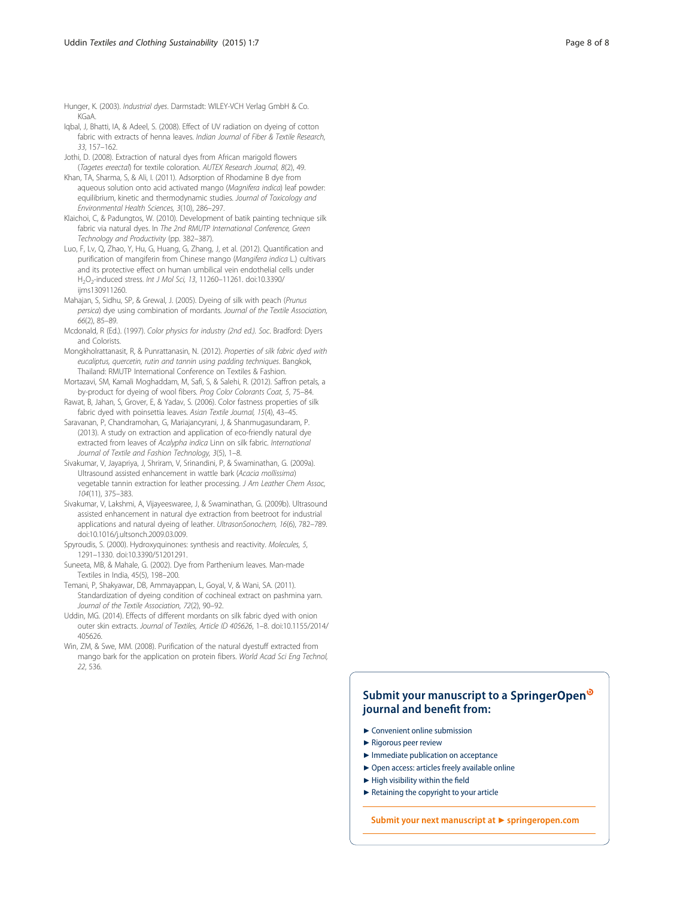Hunger, K. (2003). *Industrial dyes*. Darmstadt: WILEY-VCH Verlag GmbH & Co. KGaA.

Iqbal, J, Bhatti, IA, & Adeel, S. (2008). Effect of UV radiation on dyeing of cotton fabric with extracts of henna leaves. *Indian Journal of Fiber & Textile Research, 33*, 157–162.

Jothi, D. (2008). Extraction of natural dyes from African marigold flowers (*Tagetes ereectal*) for textile coloration. *AUTEX Research Journal, 8*(2), 49.

Khan, TA, Sharma, S, & Ali, I. (2011). Adsorption of Rhodamine B dye from aqueous solution onto acid activated mango (*Magnifera indica*) leaf powder: equilibrium, kinetic and thermodynamic studies. *Journal of Toxicology and Environmental Health Sciences, 3*(10), 286–297.

Klaichoi, C, & Padungtos, W. (2010). Development of batik painting technique silk fabric via natural dyes. In *The 2nd RMUTP International Conference, Green Technology and Productivity* (pp. 382–387).

Luo, F, Lv, Q, Zhao, Y, Hu, G, Huang, G, Zhang, J, et al. (2012). Quantification and purification of mangiferin from Chinese mango (*Mangifera indica* L.) cultivars and its protective effect on human umbilical vein endothelial cells under $H_2O_2$-induced stress. *Int J Mol Sci, 13*, 11260–11261. doi:10.3390/ijms130911260.

Mahajan, S, Sidhu, SP, & Grewal, J. (2005). Dyeing of silk with peach (*Prunus persica*) dye using combination of mordants. *Journal of the Textile Association, 66*(2), 85–89.

Mcdonald, R (Ed.). (1997). *Color physics for industry (2nd ed.). Soc*. Bradford: Dyers and Colorists.

Mongkholrattanasit, R, & Punrattanasin, N. (2012). *Properties of silk fabric dyed with eucaliptus, quercetin, rutin and tannin using padding techniques*. Bangkok, Thailand: RMUTP International Conference on Textiles & Fashion.

Mortazavi, SM, Kamali Moghaddam, M, Safi, S, & Salehi, R. (2012). Saffron petals, a by-product for dyeing of wool fibers. *Prog Color Colorants Coat, 5*, 75–84.

Rawat, B, Jahan, S, Grover, E, & Yadav, S. (2006). Color fastness properties of silk fabric dyed with poinsettia leaves. *Asian Textile Journal, 15*(4), 43–45.

Saravanan, P, Chandramohan, G, Mariajancyrani, J, & Shanmugasundaram, P. (2013). A study on extraction and application of eco-friendly natural dye extracted from leaves of *Acalypha indica* Linn on silk fabric. *International Journal of Textile and Fashion Technology, 3*(5), 1–8.

Sivakumar, V, Jayapriya, J, Shriram, V, Srinandini, P, & Swaminathan, G. (2009a). Ultrasound assisted enhancement in wattle bark (*Acacia mollissima*) vegetable tannin extraction for leather processing. *J Am Leather Chem Assoc, 104*(11), 375–383.

Sivakumar, V, Lakshmi, A, Vijayeeswaree, J, & Swaminathan, G. (2009b). Ultrasound assisted enhancement in natural dye extraction from beetroot for industrial applications and natural dyeing of leather. *UltrasonSonochem, 16*(6), 782–789. doi:10.1016/j.ultsonch.2009.03.009.

Spyroudis, S. (2000). Hydroxyquinones: synthesis and reactivity. *Molecules, 5*, 1291–1330. doi:10.3390/51201291.

Suneeta, MB, & Mahale, G. (2002). Dye from Parthenium leaves. Man-made Textiles in India, 45(5), 198–200.

Temani, P, Shakyawar, DB, Ammayappan, L, Goyal, V, & Wani, SA. (2011). Standardization of dyeing condition of cochineal extract on pashmina yarn. *Journal of the Textile Association, 72*(2), 90–92.

Uddin, MG. (2014). Effects of different mordants on silk fabric dyed with onion outer skin extracts. *Journal of Textiles, Article ID 405626*, 1–8. doi:10.1155/2014/405626.

Win, ZM, & Swe, MM. (2008). Purification of the natural dyestuff extracted from mango bark for the application on protein fibers. *World Acad Sci Eng Technol, 22*, 536.

**Submit your manuscript to a SpringerOpen journal and benefit from:**

- ► Convenient online submission
- ► Rigorous peer review
- ► Immediate publication on acceptance
- ► Open access: articles freely available online
- ► High visibility within the field
- ► Retaining the copyright to your article

**Submit your next manuscript at ► springeropen.com**